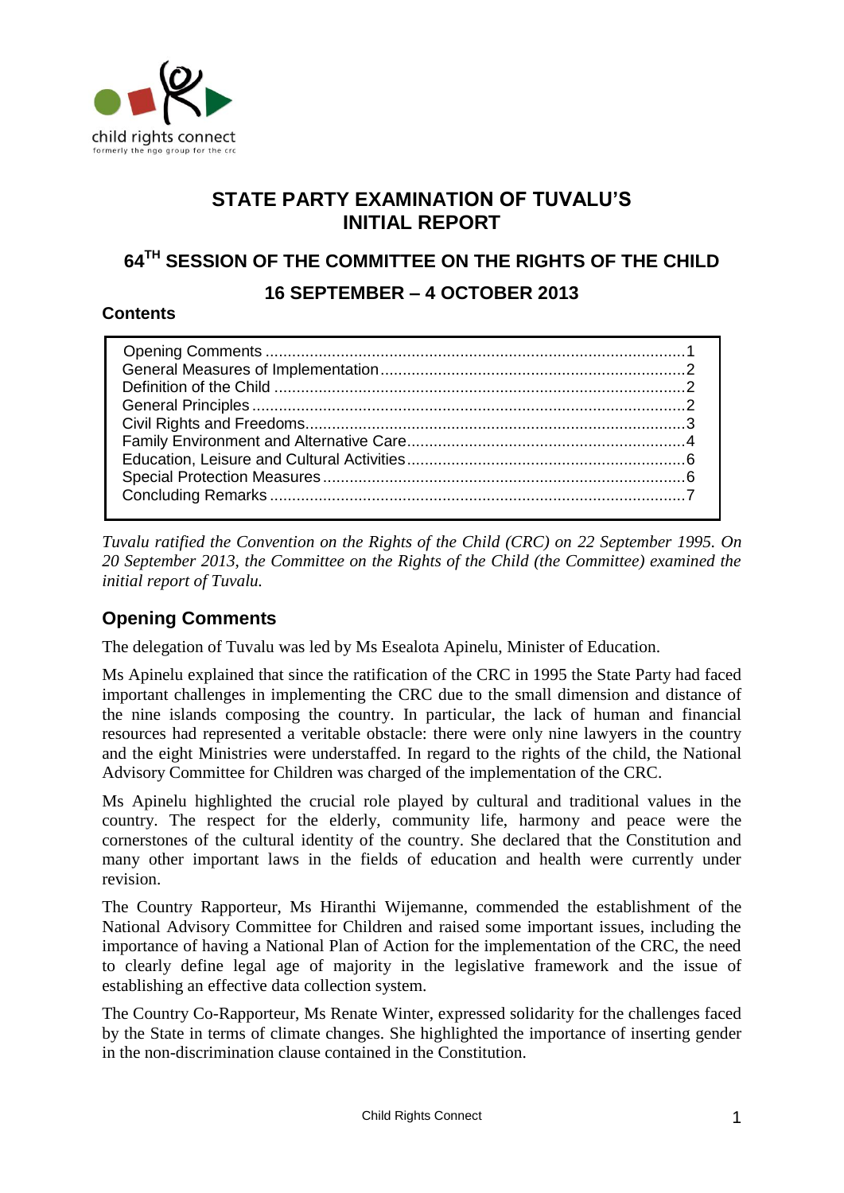# STATE PARTY EXAMINATION OF TUVALU'S INITIAL REPORT

## 64TH SESSION OF THE COMMITTEE ON THE RIGHTS OF THE CHILD

## 16 SEPTEMBER – 4 OCTOBER 2013

**Contents**

Opening Comments ..... 1
General Measures of Implementation ..... 2
Definition of the Child ..... 2
General Principles ..... 2
Civil Rights and Freedoms ..... 3
Family Environment and Alternative Care ..... 4
Education, Leisure and Cultural Activities ..... 6
Special Protection Measures ..... 6
Concluding Remarks ..... 7

*Tuvalu ratified the Convention on the Rights of the Child (CRC) on 22 September 1995. On 20 September 2013, the Committee on the Rights of the Child (the Committee) examined the initial report of Tuvalu.*

## Opening Comments

The delegation of Tuvalu was led by Ms Esealota Apinelu, Minister of Education.

Ms Apinelu explained that since the ratification of the CRC in 1995 the State Party had faced important challenges in implementing the CRC due to the small dimension and distance of the nine islands composing the country. In particular, the lack of human and financial resources had represented a veritable obstacle: there were only nine lawyers in the country and the eight Ministries were understaffed. In regard to the rights of the child, the National Advisory Committee for Children was charged of the implementation of the CRC.

Ms Apinelu highlighted the crucial role played by cultural and traditional values in the country. The respect for the elderly, community life, harmony and peace were the cornerstones of the cultural identity of the country. She declared that the Constitution and many other important laws in the fields of education and health were currently under revision.

The Country Rapporteur, Ms Hiranthi Wijemanne, commended the establishment of the National Advisory Committee for Children and raised some important issues, including the importance of having a National Plan of Action for the implementation of the CRC, the need to clearly define legal age of majority in the legislative framework and the issue of establishing an effective data collection system.

The Country Co-Rapporteur, Ms Renate Winter, expressed solidarity for the challenges faced by the State in terms of climate changes. She highlighted the importance of inserting gender in the non-discrimination clause contained in the Constitution.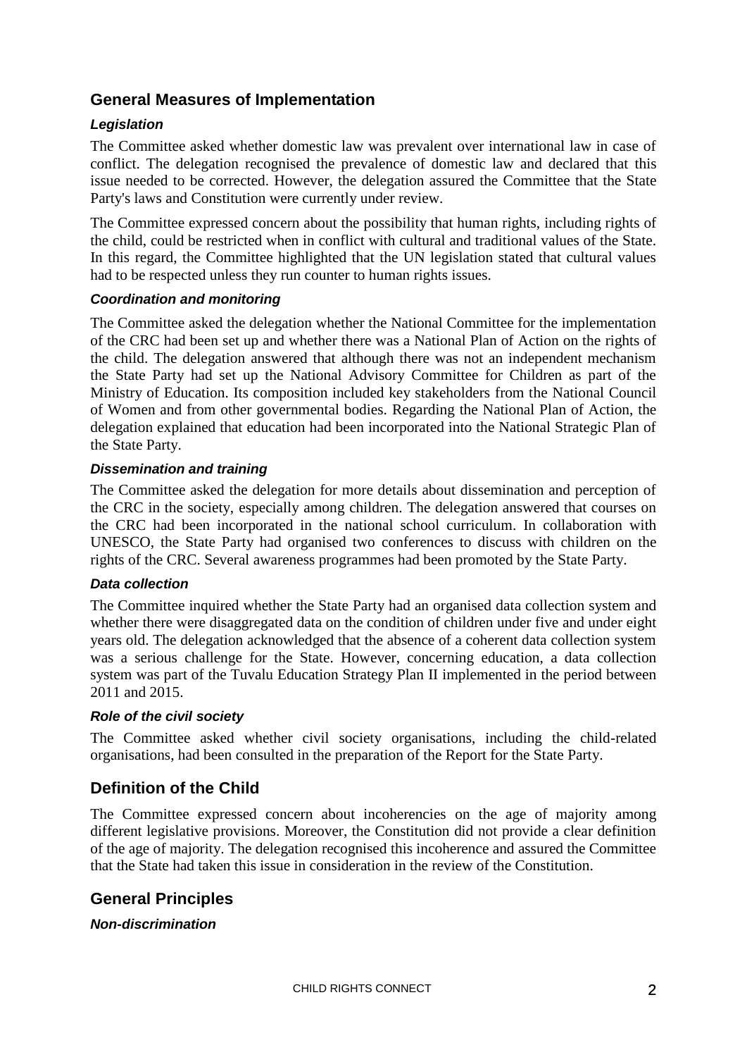## General Measures of Implementation

### *Legislation*

The Committee asked whether domestic law was prevalent over international law in case of conflict. The delegation recognised the prevalence of domestic law and declared that this issue needed to be corrected. However, the delegation assured the Committee that the State Party's laws and Constitution were currently under review.

The Committee expressed concern about the possibility that human rights, including rights of the child, could be restricted when in conflict with cultural and traditional values of the State. In this regard, the Committee highlighted that the UN legislation stated that cultural values had to be respected unless they run counter to human rights issues.

### *Coordination and monitoring*

The Committee asked the delegation whether the National Committee for the implementation of the CRC had been set up and whether there was a National Plan of Action on the rights of the child. The delegation answered that although there was not an independent mechanism the State Party had set up the National Advisory Committee for Children as part of the Ministry of Education. Its composition included key stakeholders from the National Council of Women and from other governmental bodies. Regarding the National Plan of Action, the delegation explained that education had been incorporated into the National Strategic Plan of the State Party.

### *Dissemination and training*

The Committee asked the delegation for more details about dissemination and perception of the CRC in the society, especially among children. The delegation answered that courses on the CRC had been incorporated in the national school curriculum. In collaboration with UNESCO, the State Party had organised two conferences to discuss with children on the rights of the CRC. Several awareness programmes had been promoted by the State Party.

### *Data collection*

The Committee inquired whether the State Party had an organised data collection system and whether there were disaggregated data on the condition of children under five and under eight years old. The delegation acknowledged that the absence of a coherent data collection system was a serious challenge for the State. However, concerning education, a data collection system was part of the Tuvalu Education Strategy Plan II implemented in the period between 2011 and 2015.

### *Role of the civil society*

The Committee asked whether civil society organisations, including the child-related organisations, had been consulted in the preparation of the Report for the State Party.

## Definition of the Child

The Committee expressed concern about incoherencies on the age of majority among different legislative provisions. Moreover, the Constitution did not provide a clear definition of the age of majority. The delegation recognised this incoherence and assured the Committee that the State had taken this issue in consideration in the review of the Constitution.

## General Principles

### *Non-discrimination*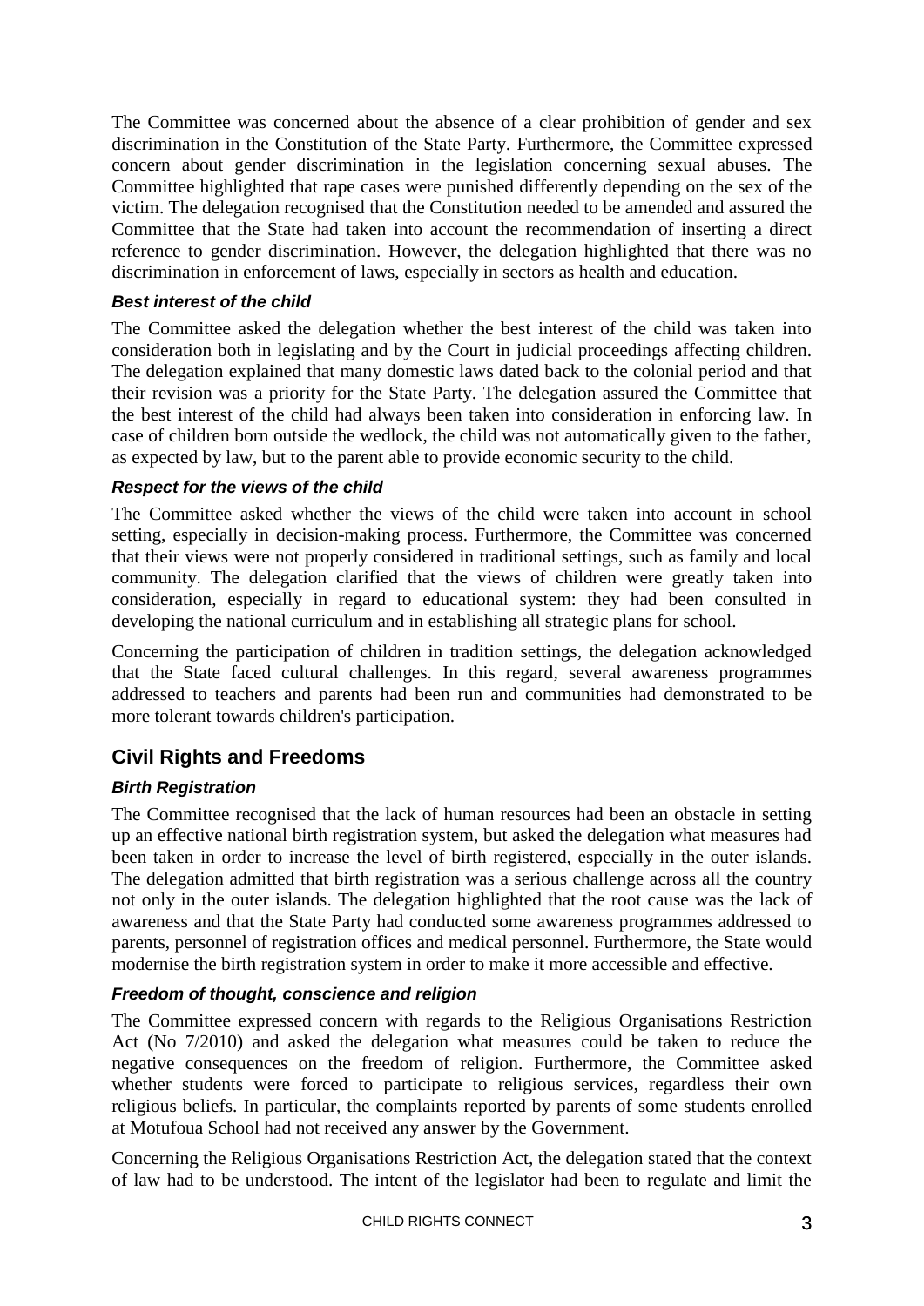The Committee was concerned about the absence of a clear prohibition of gender and sex discrimination in the Constitution of the State Party. Furthermore, the Committee expressed concern about gender discrimination in the legislation concerning sexual abuses. The Committee highlighted that rape cases were punished differently depending on the sex of the victim. The delegation recognised that the Constitution needed to be amended and assured the Committee that the State had taken into account the recommendation of inserting a direct reference to gender discrimination. However, the delegation highlighted that there was no discrimination in enforcement of laws, especially in sectors as health and education.

#### *Best interest of the child*

The Committee asked the delegation whether the best interest of the child was taken into consideration both in legislating and by the Court in judicial proceedings affecting children. The delegation explained that many domestic laws dated back to the colonial period and that their revision was a priority for the State Party. The delegation assured the Committee that the best interest of the child had always been taken into consideration in enforcing law. In case of children born outside the wedlock, the child was not automatically given to the father, as expected by law, but to the parent able to provide economic security to the child.

#### *Respect for the views of the child*

The Committee asked whether the views of the child were taken into account in school setting, especially in decision-making process. Furthermore, the Committee was concerned that their views were not properly considered in traditional settings, such as family and local community. The delegation clarified that the views of children were greatly taken into consideration, especially in regard to educational system: they had been consulted in developing the national curriculum and in establishing all strategic plans for school.

Concerning the participation of children in tradition settings, the delegation acknowledged that the State faced cultural challenges. In this regard, several awareness programmes addressed to teachers and parents had been run and communities had demonstrated to be more tolerant towards children's participation.

### Civil Rights and Freedoms

#### *Birth Registration*

The Committee recognised that the lack of human resources had been an obstacle in setting up an effective national birth registration system, but asked the delegation what measures had been taken in order to increase the level of birth registered, especially in the outer islands. The delegation admitted that birth registration was a serious challenge across all the country not only in the outer islands. The delegation highlighted that the root cause was the lack of awareness and that the State Party had conducted some awareness programmes addressed to parents, personnel of registration offices and medical personnel. Furthermore, the State would modernise the birth registration system in order to make it more accessible and effective.

#### *Freedom of thought, conscience and religion*

The Committee expressed concern with regards to the Religious Organisations Restriction Act (No 7/2010) and asked the delegation what measures could be taken to reduce the negative consequences on the freedom of religion. Furthermore, the Committee asked whether students were forced to participate to religious services, regardless their own religious beliefs. In particular, the complaints reported by parents of some students enrolled at Motufoua School had not received any answer by the Government.

Concerning the Religious Organisations Restriction Act, the delegation stated that the context of law had to be understood. The intent of the legislator had been to regulate and limit the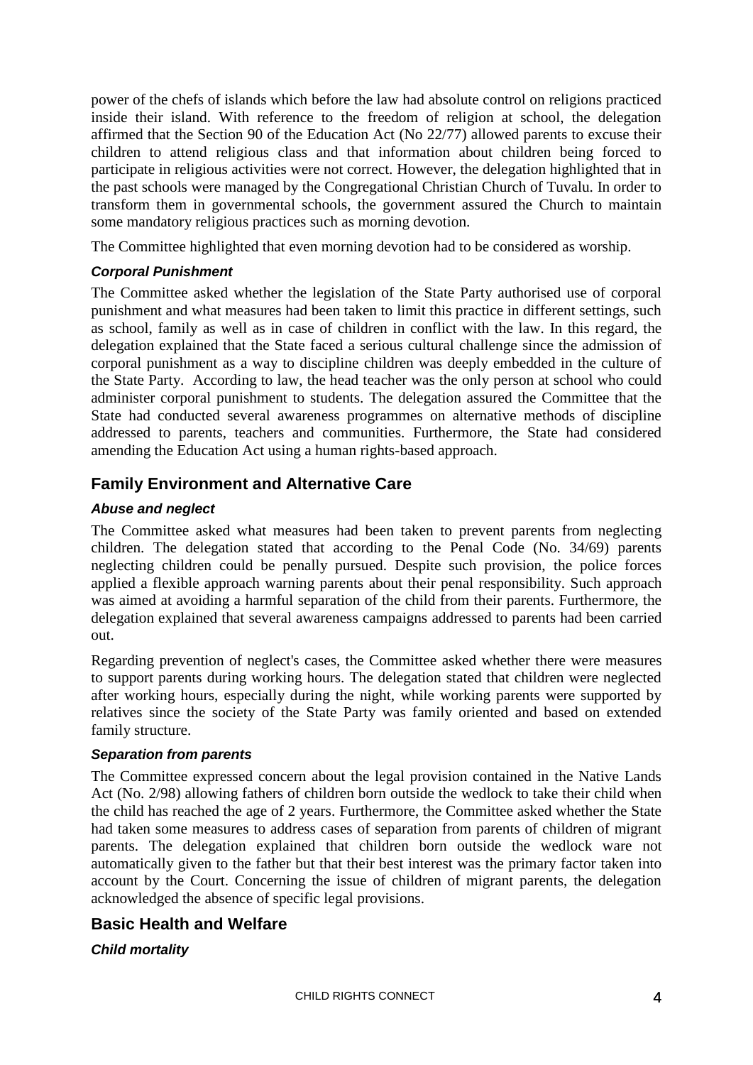power of the chefs of islands which before the law had absolute control on religions practiced inside their island. With reference to the freedom of religion at school, the delegation affirmed that the Section 90 of the Education Act (No 22/77) allowed parents to excuse their children to attend religious class and that information about children being forced to participate in religious activities were not correct. However, the delegation highlighted that in the past schools were managed by the Congregational Christian Church of Tuvalu. In order to transform them in governmental schools, the government assured the Church to maintain some mandatory religious practices such as morning devotion.

The Committee highlighted that even morning devotion had to be considered as worship.

### *Corporal Punishment*

The Committee asked whether the legislation of the State Party authorised use of corporal punishment and what measures had been taken to limit this practice in different settings, such as school, family as well as in case of children in conflict with the law. In this regard, the delegation explained that the State faced a serious cultural challenge since the admission of corporal punishment as a way to discipline children was deeply embedded in the culture of the State Party. According to law, the head teacher was the only person at school who could administer corporal punishment to students. The delegation assured the Committee that the State had conducted several awareness programmes on alternative methods of discipline addressed to parents, teachers and communities. Furthermore, the State had considered amending the Education Act using a human rights-based approach.

## Family Environment and Alternative Care

### *Abuse and neglect*

The Committee asked what measures had been taken to prevent parents from neglecting children. The delegation stated that according to the Penal Code (No. 34/69) parents neglecting children could be penally pursued. Despite such provision, the police forces applied a flexible approach warning parents about their penal responsibility. Such approach was aimed at avoiding a harmful separation of the child from their parents. Furthermore, the delegation explained that several awareness campaigns addressed to parents had been carried out.

Regarding prevention of neglect's cases, the Committee asked whether there were measures to support parents during working hours. The delegation stated that children were neglected after working hours, especially during the night, while working parents were supported by relatives since the society of the State Party was family oriented and based on extended family structure.

### *Separation from parents*

The Committee expressed concern about the legal provision contained in the Native Lands Act (No. 2/98) allowing fathers of children born outside the wedlock to take their child when the child has reached the age of 2 years. Furthermore, the Committee asked whether the State had taken some measures to address cases of separation from parents of children of migrant parents. The delegation explained that children born outside the wedlock ware not automatically given to the father but that their best interest was the primary factor taken into account by the Court. Concerning the issue of children of migrant parents, the delegation acknowledged the absence of specific legal provisions.

## Basic Health and Welfare

### *Child mortality*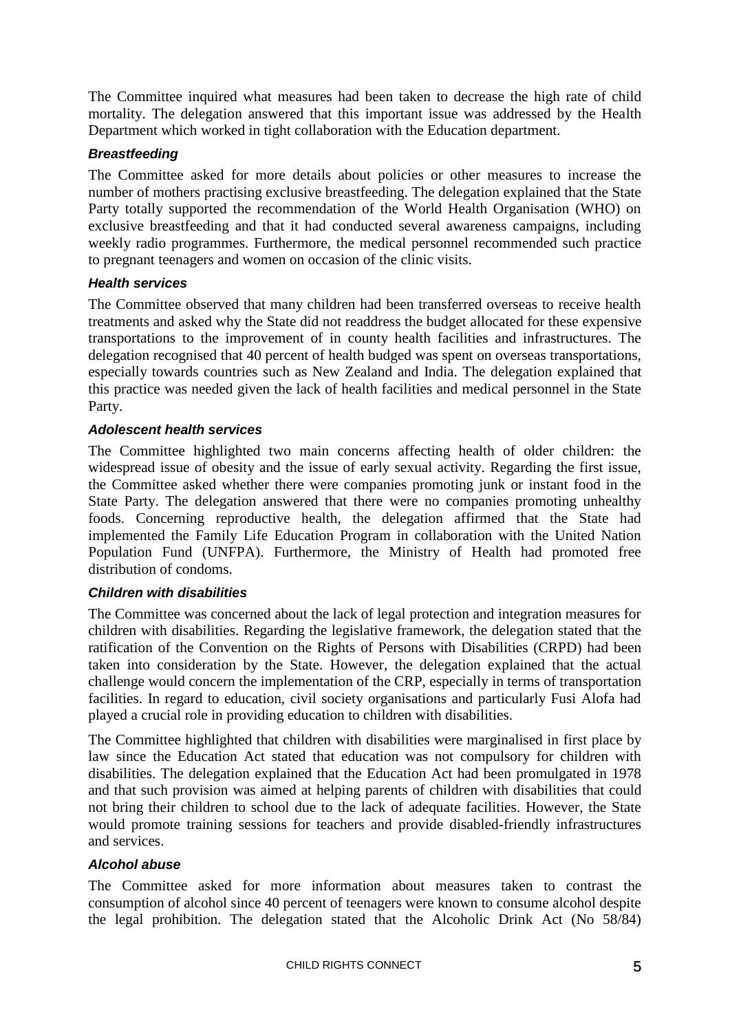The Committee inquired what measures had been taken to decrease the high rate of child mortality. The delegation answered that this important issue was addressed by the Health Department which worked in tight collaboration with the Education department.

### *Breastfeeding*

The Committee asked for more details about policies or other measures to increase the number of mothers practising exclusive breastfeeding. The delegation explained that the State Party totally supported the recommendation of the World Health Organisation (WHO) on exclusive breastfeeding and that it had conducted several awareness campaigns, including weekly radio programmes. Furthermore, the medical personnel recommended such practice to pregnant teenagers and women on occasion of the clinic visits.

### *Health services*

The Committee observed that many children had been transferred overseas to receive health treatments and asked why the State did not readdress the budget allocated for these expensive transportations to the improvement of in county health facilities and infrastructures. The delegation recognised that 40 percent of health budged was spent on overseas transportations, especially towards countries such as New Zealand and India. The delegation explained that this practice was needed given the lack of health facilities and medical personnel in the State Party.

### *Adolescent health services*

The Committee highlighted two main concerns affecting health of older children: the widespread issue of obesity and the issue of early sexual activity. Regarding the first issue, the Committee asked whether there were companies promoting junk or instant food in the State Party. The delegation answered that there were no companies promoting unhealthy foods. Concerning reproductive health, the delegation affirmed that the State had implemented the Family Life Education Program in collaboration with the United Nation Population Fund (UNFPA). Furthermore, the Ministry of Health had promoted free distribution of condoms.

### *Children with disabilities*

The Committee was concerned about the lack of legal protection and integration measures for children with disabilities. Regarding the legislative framework, the delegation stated that the ratification of the Convention on the Rights of Persons with Disabilities (CRPD) had been taken into consideration by the State. However, the delegation explained that the actual challenge would concern the implementation of the CRP, especially in terms of transportation facilities. In regard to education, civil society organisations and particularly Fusi Alofa had played a crucial role in providing education to children with disabilities.

The Committee highlighted that children with disabilities were marginalised in first place by law since the Education Act stated that education was not compulsory for children with disabilities. The delegation explained that the Education Act had been promulgated in 1978 and that such provision was aimed at helping parents of children with disabilities that could not bring their children to school due to the lack of adequate facilities. However, the State would promote training sessions for teachers and provide disabled-friendly infrastructures and services.

### *Alcohol abuse*

The Committee asked for more information about measures taken to contrast the consumption of alcohol since 40 percent of teenagers were known to consume alcohol despite the legal prohibition. The delegation stated that the Alcoholic Drink Act (No 58/84)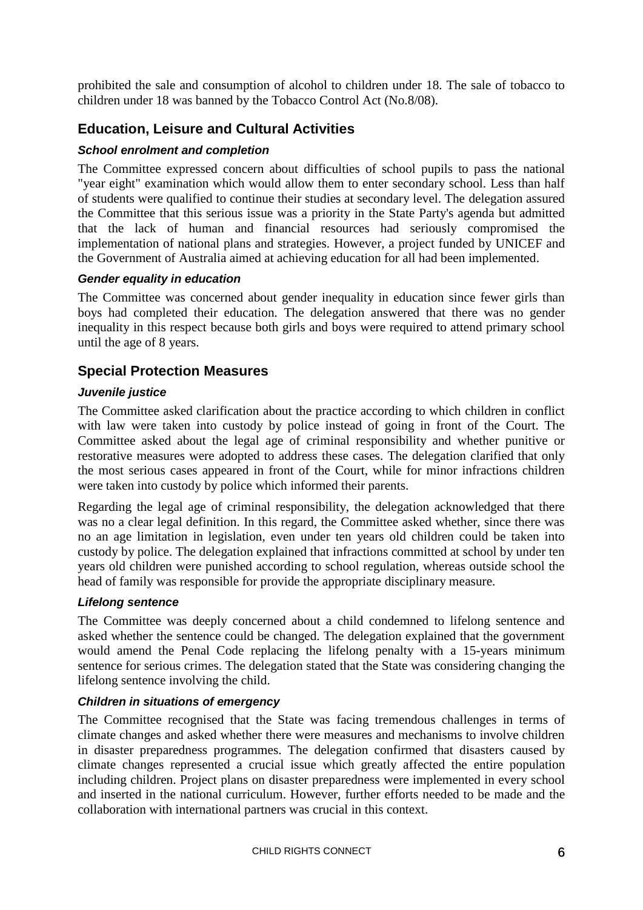prohibited the sale and consumption of alcohol to children under 18. The sale of tobacco to children under 18 was banned by the Tobacco Control Act (No.8/08).

## Education, Leisure and Cultural Activities

### *School enrolment and completion*

The Committee expressed concern about difficulties of school pupils to pass the national "year eight" examination which would allow them to enter secondary school. Less than half of students were qualified to continue their studies at secondary level. The delegation assured the Committee that this serious issue was a priority in the State Party's agenda but admitted that the lack of human and financial resources had seriously compromised the implementation of national plans and strategies. However, a project funded by UNICEF and the Government of Australia aimed at achieving education for all had been implemented.

### *Gender equality in education*

The Committee was concerned about gender inequality in education since fewer girls than boys had completed their education. The delegation answered that there was no gender inequality in this respect because both girls and boys were required to attend primary school until the age of 8 years.

## Special Protection Measures

### *Juvenile justice*

The Committee asked clarification about the practice according to which children in conflict with law were taken into custody by police instead of going in front of the Court. The Committee asked about the legal age of criminal responsibility and whether punitive or restorative measures were adopted to address these cases. The delegation clarified that only the most serious cases appeared in front of the Court, while for minor infractions children were taken into custody by police which informed their parents.

Regarding the legal age of criminal responsibility, the delegation acknowledged that there was no a clear legal definition. In this regard, the Committee asked whether, since there was no an age limitation in legislation, even under ten years old children could be taken into custody by police. The delegation explained that infractions committed at school by under ten years old children were punished according to school regulation, whereas outside school the head of family was responsible for provide the appropriate disciplinary measure.

### *Lifelong sentence*

The Committee was deeply concerned about a child condemned to lifelong sentence and asked whether the sentence could be changed. The delegation explained that the government would amend the Penal Code replacing the lifelong penalty with a 15-years minimum sentence for serious crimes. The delegation stated that the State was considering changing the lifelong sentence involving the child.

### *Children in situations of emergency*

The Committee recognised that the State was facing tremendous challenges in terms of climate changes and asked whether there were measures and mechanisms to involve children in disaster preparedness programmes. The delegation confirmed that disasters caused by climate changes represented a crucial issue which greatly affected the entire population including children. Project plans on disaster preparedness were implemented in every school and inserted in the national curriculum. However, further efforts needed to be made and the collaboration with international partners was crucial in this context.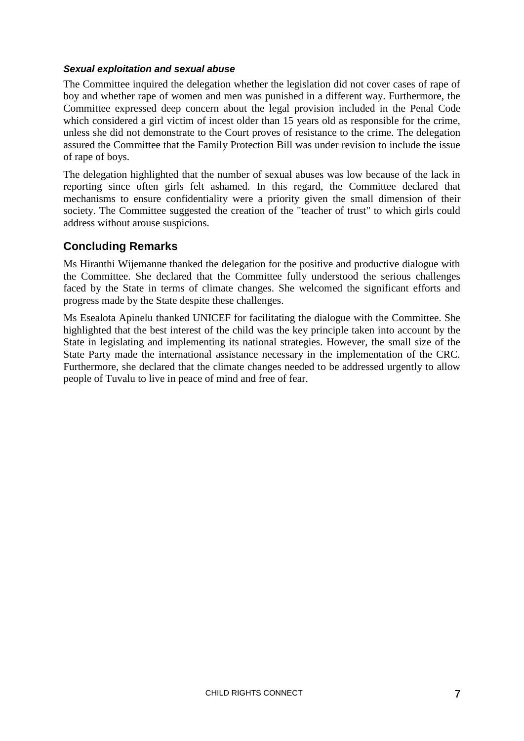### *Sexual exploitation and sexual abuse*

The Committee inquired the delegation whether the legislation did not cover cases of rape of boy and whether rape of women and men was punished in a different way. Furthermore, the Committee expressed deep concern about the legal provision included in the Penal Code which considered a girl victim of incest older than 15 years old as responsible for the crime, unless she did not demonstrate to the Court proves of resistance to the crime. The delegation assured the Committee that the Family Protection Bill was under revision to include the issue of rape of boys.

The delegation highlighted that the number of sexual abuses was low because of the lack in reporting since often girls felt ashamed. In this regard, the Committee declared that mechanisms to ensure confidentiality were a priority given the small dimension of their society. The Committee suggested the creation of the "teacher of trust" to which girls could address without arouse suspicions.

## Concluding Remarks

Ms Hiranthi Wijemanne thanked the delegation for the positive and productive dialogue with the Committee. She declared that the Committee fully understood the serious challenges faced by the State in terms of climate changes. She welcomed the significant efforts and progress made by the State despite these challenges.

Ms Esealota Apinelu thanked UNICEF for facilitating the dialogue with the Committee. She highlighted that the best interest of the child was the key principle taken into account by the State in legislating and implementing its national strategies. However, the small size of the State Party made the international assistance necessary in the implementation of the CRC. Furthermore, she declared that the climate changes needed to be addressed urgently to allow people of Tuvalu to live in peace of mind and free of fear.